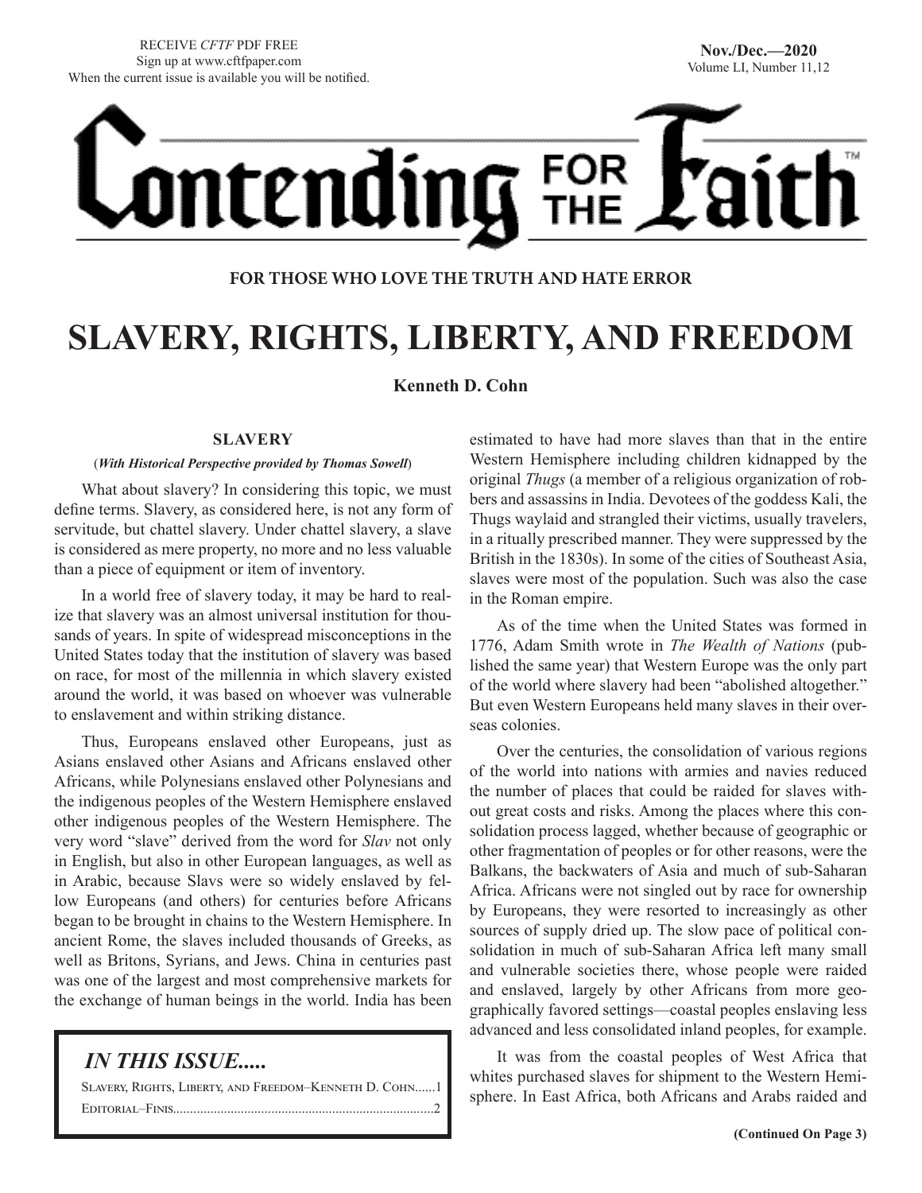RECEIVE *CFTF* PDF FREE
Sign up at www.cftfpaper.com
When the current issue is available you will be notified.

**Nov./Dec.—2020**
Volume LI, Number 11,12

# Contending FOR THE Faith™

**FOR THOSE WHO LOVE THE TRUTH AND HATE ERROR**

# SLAVERY, RIGHTS, LIBERTY, AND FREEDOM

**Kenneth D. Cohn**

### SLAVERY

(***With Historical Perspective provided by Thomas Sowell***)

What about slavery? In considering this topic, we must define terms. Slavery, as considered here, is not any form of servitude, but chattel slavery. Under chattel slavery, a slave is considered as mere property, no more and no less valuable than a piece of equipment or item of inventory.

In a world free of slavery today, it may be hard to realize that slavery was an almost universal institution for thousands of years. In spite of widespread misconceptions in the United States today that the institution of slavery was based on race, for most of the millennia in which slavery existed around the world, it was based on whoever was vulnerable to enslavement and within striking distance.

Thus, Europeans enslaved other Europeans, just as Asians enslaved other Asians and Africans enslaved other Africans, while Polynesians enslaved other Polynesians and the indigenous peoples of the Western Hemisphere enslaved other indigenous peoples of the Western Hemisphere. The very word "slave" derived from the word for *Slav* not only in English, but also in other European languages, as well as in Arabic, because Slavs were so widely enslaved by fellow Europeans (and others) for centuries before Africans began to be brought in chains to the Western Hemisphere. In ancient Rome, the slaves included thousands of Greeks, as well as Britons, Syrians, and Jews. China in centuries past was one of the largest and most comprehensive markets for the exchange of human beings in the world. India has been estimated to have had more slaves than that in the entire Western Hemisphere including children kidnapped by the original *Thugs* (a member of a religious organization of robbers and assassins in India. Devotees of the goddess Kali, the Thugs waylaid and strangled their victims, usually travelers, in a ritually prescribed manner. They were suppressed by the British in the 1830s). In some of the cities of Southeast Asia, slaves were most of the population. Such was also the case in the Roman empire.

As of the time when the United States was formed in 1776, Adam Smith wrote in *The Wealth of Nations* (published the same year) that Western Europe was the only part of the world where slavery had been "abolished altogether." But even Western Europeans held many slaves in their overseas colonies.

Over the centuries, the consolidation of various regions of the world into nations with armies and navies reduced the number of places that could be raided for slaves without great costs and risks. Among the places where this consolidation process lagged, whether because of geographic or other fragmentation of peoples or for other reasons, were the Balkans, the backwaters of Asia and much of sub-Saharan Africa. Africans were not singled out by race for ownership by Europeans, they were resorted to increasingly as other sources of supply dried up. The slow pace of political consolidation in much of sub-Saharan Africa left many small and vulnerable societies there, whose people were raided and enslaved, largely by other Africans from more geographically favored settings—coastal peoples enslaving less advanced and less consolidated inland peoples, for example.

It was from the coastal peoples of West Africa that whites purchased slaves for shipment to the Western Hemisphere. In East Africa, both Africans and Arabs raided and

**(Continued On Page 3)**

## *IN THIS ISSUE.....*

Slavery, Rights, Liberty, and Freedom–Kenneth D. Cohn......1
Editorial–Finis............................................................................2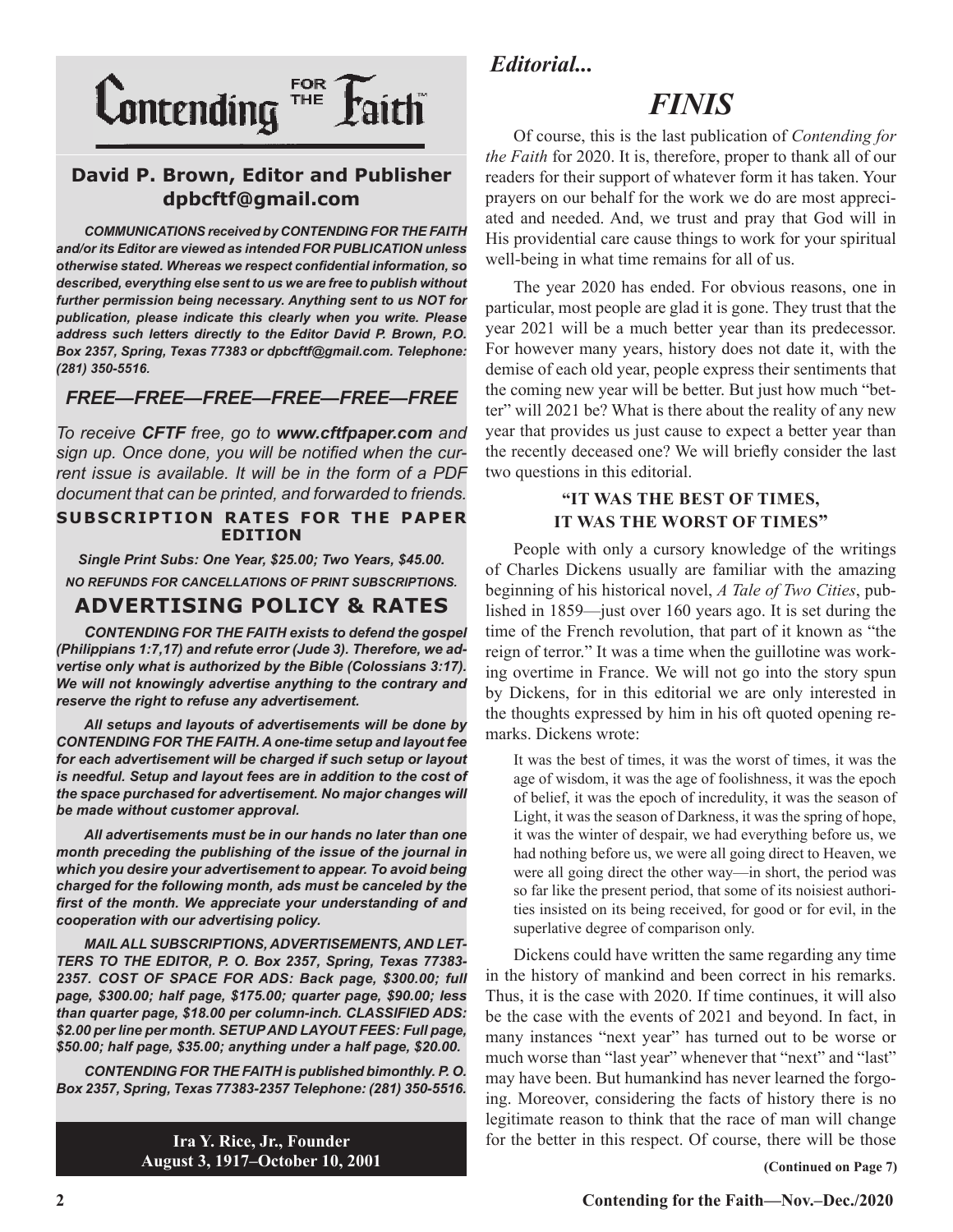# Contending FOR THE Faith™

**David P. Brown, Editor and Publisher**
**dpbcftf@gmail.com**

***COMMUNICATIONS received by CONTENDING FOR THE FAITH and/or its Editor are viewed as intended FOR PUBLICATION unless otherwise stated. Whereas we respect confidential information, so described, everything else sent to us we are free to publish without further permission being necessary. Anything sent to us NOT for publication, please indicate this clearly when you write. Please address such letters directly to the Editor David P. Brown, P.O. Box 2357, Spring, Texas 77383 or dpbcftf@gmail.com. Telephone: (281) 350-5516.***

## *FREE—FREE—FREE—FREE—FREE—FREE*

*To receive **CFTF** free, go to **www.cftfpaper.com** and sign up. Once done, you will be notified when the current issue is available. It will be in the form of a PDF document that can be printed, and forwarded to friends.*

### SUBSCRIPTION RATES FOR THE PAPER EDITION

***Single Print Subs: One Year, $25.00; Two Years, $45.00.***

***NO REFUNDS FOR CANCELLATIONS OF PRINT SUBSCRIPTIONS.***

## ADVERTISING POLICY & RATES

***CONTENDING FOR THE FAITH exists to defend the gospel (Philippians 1:7,17) and refute error (Jude 3). Therefore, we advertise only what is authorized by the Bible (Colossians 3:17). We will not knowingly advertise anything to the contrary and reserve the right to refuse any advertisement.***

***All setups and layouts of advertisements will be done by CONTENDING FOR THE FAITH. A one-time setup and layout fee for each advertisement will be charged if such setup or layout is needful. Setup and layout fees are in addition to the cost of the space purchased for advertisement. No major changes will be made without customer approval.***

***All advertisements must be in our hands no later than one month preceding the publishing of the issue of the journal in which you desire your advertisement to appear. To avoid being charged for the following month, ads must be canceled by the first of the month. We appreciate your understanding of and cooperation with our advertising policy.***

***MAIL ALL SUBSCRIPTIONS, ADVERTISEMENTS, AND LETTERS TO THE EDITOR, P. O. Box 2357, Spring, Texas 77383-2357. COST OF SPACE FOR ADS: Back page, $300.00; full page, $300.00; half page, $175.00; quarter page, $90.00; less than quarter page, $18.00 per column-inch. CLASSIFIED ADS: $2.00 per line per month. SETUP AND LAYOUT FEES: Full page, $50.00; half page, $35.00; anything under a half page, $20.00.***

***CONTENDING FOR THE FAITH is published bimonthly. P. O. Box 2357, Spring, Texas 77383-2357 Telephone: (281) 350-5516.***

**Ira Y. Rice, Jr., Founder**
**August 3, 1917–October 10, 2001**

***Editorial...***

# *FINIS*

Of course, this is the last publication of *Contending for the Faith* for 2020. It is, therefore, proper to thank all of our readers for their support of whatever form it has taken. Your prayers on our behalf for the work we do are most appreciated and needed. And, we trust and pray that God will in His providential care cause things to work for your spiritual well-being in what time remains for all of us.

The year 2020 has ended. For obvious reasons, one in particular, most people are glad it is gone. They trust that the year 2021 will be a much better year than its predecessor. For however many years, history does not date it, with the demise of each old year, people express their sentiments that the coming new year will be better. But just how much "better" will 2021 be? What is there about the reality of any new year that provides us just cause to expect a better year than the recently deceased one? We will briefly consider the last two questions in this editorial.

### "IT WAS THE BEST OF TIMES, IT WAS THE WORST OF TIMES"

People with only a cursory knowledge of the writings of Charles Dickens usually are familiar with the amazing beginning of his historical novel, *A Tale of Two Cities*, published in 1859—just over 160 years ago. It is set during the time of the French revolution, that part of it known as "the reign of terror." It was a time when the guillotine was working overtime in France. We will not go into the story spun by Dickens, for in this editorial we are only interested in the thoughts expressed by him in his oft quoted opening remarks. Dickens wrote:

> It was the best of times, it was the worst of times, it was the age of wisdom, it was the age of foolishness, it was the epoch of belief, it was the epoch of incredulity, it was the season of Light, it was the season of Darkness, it was the spring of hope, it was the winter of despair, we had everything before us, we had nothing before us, we were all going direct to Heaven, we were all going direct the other way—in short, the period was so far like the present period, that some of its noisiest authorities insisted on its being received, for good or for evil, in the superlative degree of comparison only.

Dickens could have written the same regarding any time in the history of mankind and been correct in his remarks. Thus, it is the case with 2020. If time continues, it will also be the case with the events of 2021 and beyond. In fact, in many instances "next year" has turned out to be worse or much worse than "last year" whenever that "next" and "last" may have been. But humankind has never learned the forgoing. Moreover, considering the facts of history there is no legitimate reason to think that the race of man will change for the better in this respect. Of course, there will be those

**(Continued on Page 7)**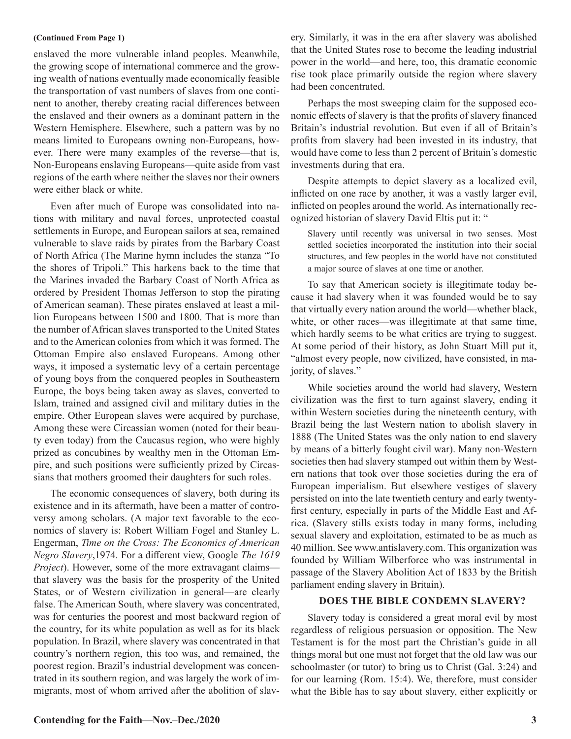**(Continued From Page 1)**

enslaved the more vulnerable inland peoples. Meanwhile, the growing scope of international commerce and the growing wealth of nations eventually made economically feasible the transportation of vast numbers of slaves from one continent to another, thereby creating racial differences between the enslaved and their owners as a dominant pattern in the Western Hemisphere. Elsewhere, such a pattern was by no means limited to Europeans owning non-Europeans, however. There were many examples of the reverse—that is, Non-Europeans enslaving Europeans—quite aside from vast regions of the earth where neither the slaves nor their owners were either black or white.

Even after much of Europe was consolidated into nations with military and naval forces, unprotected coastal settlements in Europe, and European sailors at sea, remained vulnerable to slave raids by pirates from the Barbary Coast of North Africa (The Marine hymn includes the stanza "To the shores of Tripoli." This harkens back to the time that the Marines invaded the Barbary Coast of North Africa as ordered by President Thomas Jefferson to stop the pirating of American seaman). These pirates enslaved at least a million Europeans between 1500 and 1800. That is more than the number of African slaves transported to the United States and to the American colonies from which it was formed. The Ottoman Empire also enslaved Europeans. Among other ways, it imposed a systematic levy of a certain percentage of young boys from the conquered peoples in Southeastern Europe, the boys being taken away as slaves, converted to Islam, trained and assigned civil and military duties in the empire. Other European slaves were acquired by purchase, Among these were Circassian women (noted for their beauty even today) from the Caucasus region, who were highly prized as concubines by wealthy men in the Ottoman Empire, and such positions were sufficiently prized by Circassians that mothers groomed their daughters for such roles.

The economic consequences of slavery, both during its existence and in its aftermath, have been a matter of controversy among scholars. (A major text favorable to the economics of slavery is: Robert William Fogel and Stanley L. Engerman, *Time on the Cross: The Economics of American Negro Slavery*,1974. For a different view, Google *The 1619 Project*). However, some of the more extravagant claims—that slavery was the basis for the prosperity of the United States, or of Western civilization in general—are clearly false. The American South, where slavery was concentrated, was for centuries the poorest and most backward region of the country, for its white population as well as for its black population. In Brazil, where slavery was concentrated in that country's northern region, this too was, and remained, the poorest region. Brazil's industrial development was concentrated in its southern region, and was largely the work of immigrants, most of whom arrived after the abolition of slavery. Similarly, it was in the era after slavery was abolished that the United States rose to become the leading industrial power in the world—and here, too, this dramatic economic rise took place primarily outside the region where slavery had been concentrated.

Perhaps the most sweeping claim for the supposed economic effects of slavery is that the profits of slavery financed Britain's industrial revolution. But even if all of Britain's profits from slavery had been invested in its industry, that would have come to less than 2 percent of Britain's domestic investments during that era.

Despite attempts to depict slavery as a localized evil, inflicted on one race by another, it was a vastly larger evil, inflicted on peoples around the world. As internationally recognized historian of slavery David Eltis put it: "

> Slavery until recently was universal in two senses. Most settled societies incorporated the institution into their social structures, and few peoples in the world have not constituted a major source of slaves at one time or another.

To say that American society is illegitimate today because it had slavery when it was founded would be to say that virtually every nation around the world—whether black, white, or other races—was illegitimate at that same time, which hardly seems to be what critics are trying to suggest. At some period of their history, as John Stuart Mill put it, "almost every people, now civilized, have consisted, in majority, of slaves."

While societies around the world had slavery, Western civilization was the first to turn against slavery, ending it within Western societies during the nineteenth century, with Brazil being the last Western nation to abolish slavery in 1888 (The United States was the only nation to end slavery by means of a bitterly fought civil war). Many non-Western societies then had slavery stamped out within them by Western nations that took over those societies during the era of European imperialism. But elsewhere vestiges of slavery persisted on into the late twentieth century and early twenty-first century, especially in parts of the Middle East and Africa. (Slavery stills exists today in many forms, including sexual slavery and exploitation, estimated to be as much as 40 million. See www.antislavery.com. This organization was founded by William Wilberforce who was instrumental in passage of the Slavery Abolition Act of 1833 by the British parliament ending slavery in Britain).

## DOES THE BIBLE CONDEMN SLAVERY?

Slavery today is considered a great moral evil by most regardless of religious persuasion or opposition. The New Testament is for the most part the Christian's guide in all things moral but one must not forget that the old law was our schoolmaster (or tutor) to bring us to Christ (Gal. 3:24) and for our learning (Rom. 15:4). We, therefore, must consider what the Bible has to say about slavery, either explicitly or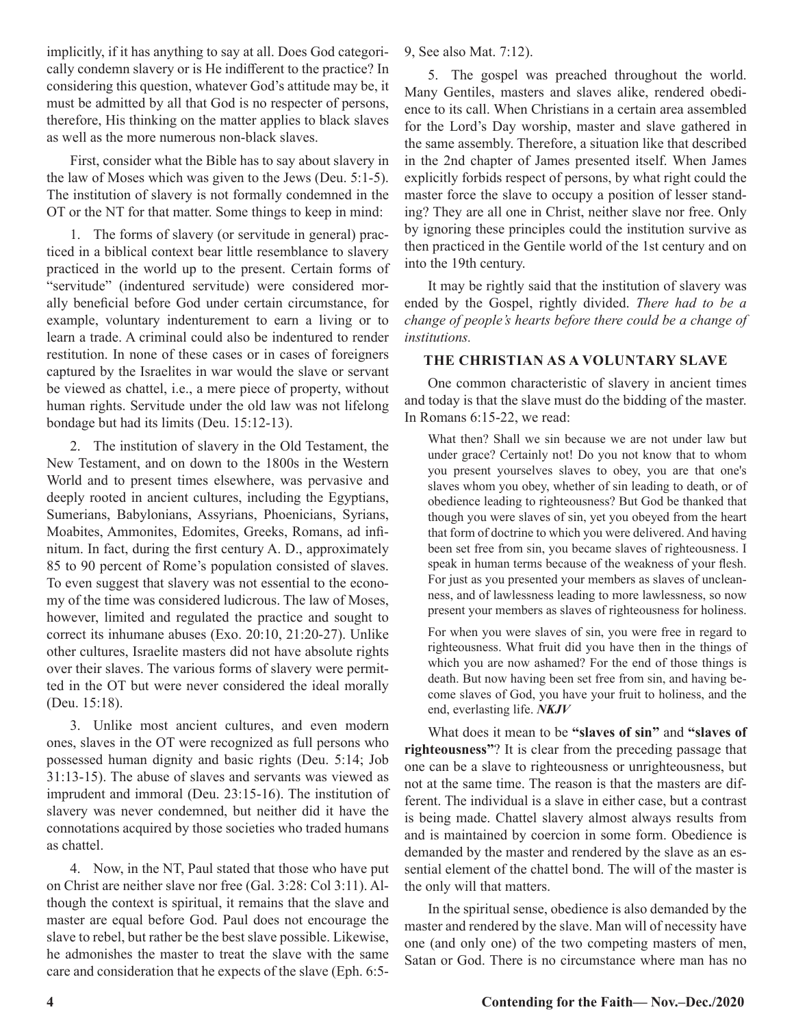implicitly, if it has anything to say at all. Does God categorically condemn slavery or is He indifferent to the practice? In considering this question, whatever God's attitude may be, it must be admitted by all that God is no respecter of persons, therefore, His thinking on the matter applies to black slaves as well as the more numerous non-black slaves.

First, consider what the Bible has to say about slavery in the law of Moses which was given to the Jews (Deu. 5:1-5). The institution of slavery is not formally condemned in the OT or the NT for that matter. Some things to keep in mind:

1. The forms of slavery (or servitude in general) practiced in a biblical context bear little resemblance to slavery practiced in the world up to the present. Certain forms of "servitude" (indentured servitude) were considered morally beneficial before God under certain circumstance, for example, voluntary indenturement to earn a living or to learn a trade. A criminal could also be indentured to render restitution. In none of these cases or in cases of foreigners captured by the Israelites in war would the slave or servant be viewed as chattel, i.e., a mere piece of property, without human rights. Servitude under the old law was not lifelong bondage but had its limits (Deu. 15:12-13).

2. The institution of slavery in the Old Testament, the New Testament, and on down to the 1800s in the Western World and to present times elsewhere, was pervasive and deeply rooted in ancient cultures, including the Egyptians, Sumerians, Babylonians, Assyrians, Phoenicians, Syrians, Moabites, Ammonites, Edomites, Greeks, Romans, ad infinitum. In fact, during the first century A. D., approximately 85 to 90 percent of Rome's population consisted of slaves. To even suggest that slavery was not essential to the economy of the time was considered ludicrous. The law of Moses, however, limited and regulated the practice and sought to correct its inhumane abuses (Exo. 20:10, 21:20-27). Unlike other cultures, Israelite masters did not have absolute rights over their slaves. The various forms of slavery were permitted in the OT but were never considered the ideal morally (Deu. 15:18).

3. Unlike most ancient cultures, and even modern ones, slaves in the OT were recognized as full persons who possessed human dignity and basic rights (Deu. 5:14; Job 31:13-15). The abuse of slaves and servants was viewed as imprudent and immoral (Deu. 23:15-16). The institution of slavery was never condemned, but neither did it have the connotations acquired by those societies who traded humans as chattel.

4. Now, in the NT, Paul stated that those who have put on Christ are neither slave nor free (Gal. 3:28: Col 3:11). Although the context is spiritual, it remains that the slave and master are equal before God. Paul does not encourage the slave to rebel, but rather be the best slave possible. Likewise, he admonishes the master to treat the slave with the same care and consideration that he expects of the slave (Eph. 6:5-9, See also Mat. 7:12).

5. The gospel was preached throughout the world. Many Gentiles, masters and slaves alike, rendered obedience to its call. When Christians in a certain area assembled for the Lord's Day worship, master and slave gathered in the same assembly. Therefore, a situation like that described in the 2nd chapter of James presented itself. When James explicitly forbids respect of persons, by what right could the master force the slave to occupy a position of lesser standing? They are all one in Christ, neither slave nor free. Only by ignoring these principles could the institution survive as then practiced in the Gentile world of the 1st century and on into the 19th century.

It may be rightly said that the institution of slavery was ended by the Gospel, rightly divided. *There had to be a change of people's hearts before there could be a change of institutions.*

### THE CHRISTIAN AS A VOLUNTARY SLAVE

One common characteristic of slavery in ancient times and today is that the slave must do the bidding of the master. In Romans 6:15-22, we read:

> What then? Shall we sin because we are not under law but under grace? Certainly not! Do you not know that to whom you present yourselves slaves to obey, you are that one's slaves whom you obey, whether of sin leading to death, or of obedience leading to righteousness? But God be thanked that though you were slaves of sin, yet you obeyed from the heart that form of doctrine to which you were delivered. And having been set free from sin, you became slaves of righteousness. I speak in human terms because of the weakness of your flesh. For just as you presented your members as slaves of uncleanness, and of lawlessness leading to more lawlessness, so now present your members as slaves of righteousness for holiness.
>
> For when you were slaves of sin, you were free in regard to righteousness. What fruit did you have then in the things of which you are now ashamed? For the end of those things is death. But now having been set free from sin, and having become slaves of God, you have your fruit to holiness, and the end, everlasting life. ***NKJV***

What does it mean to be **"slaves of sin"** and **"slaves of righteousness"**? It is clear from the preceding passage that one can be a slave to righteousness or unrighteousness, but not at the same time. The reason is that the masters are different. The individual is a slave in either case, but a contrast is being made. Chattel slavery almost always results from and is maintained by coercion in some form. Obedience is demanded by the master and rendered by the slave as an essential element of the chattel bond. The will of the master is the only will that matters.

In the spiritual sense, obedience is also demanded by the master and rendered by the slave. Man will of necessity have one (and only one) of the two competing masters of men, Satan or God. There is no circumstance where man has no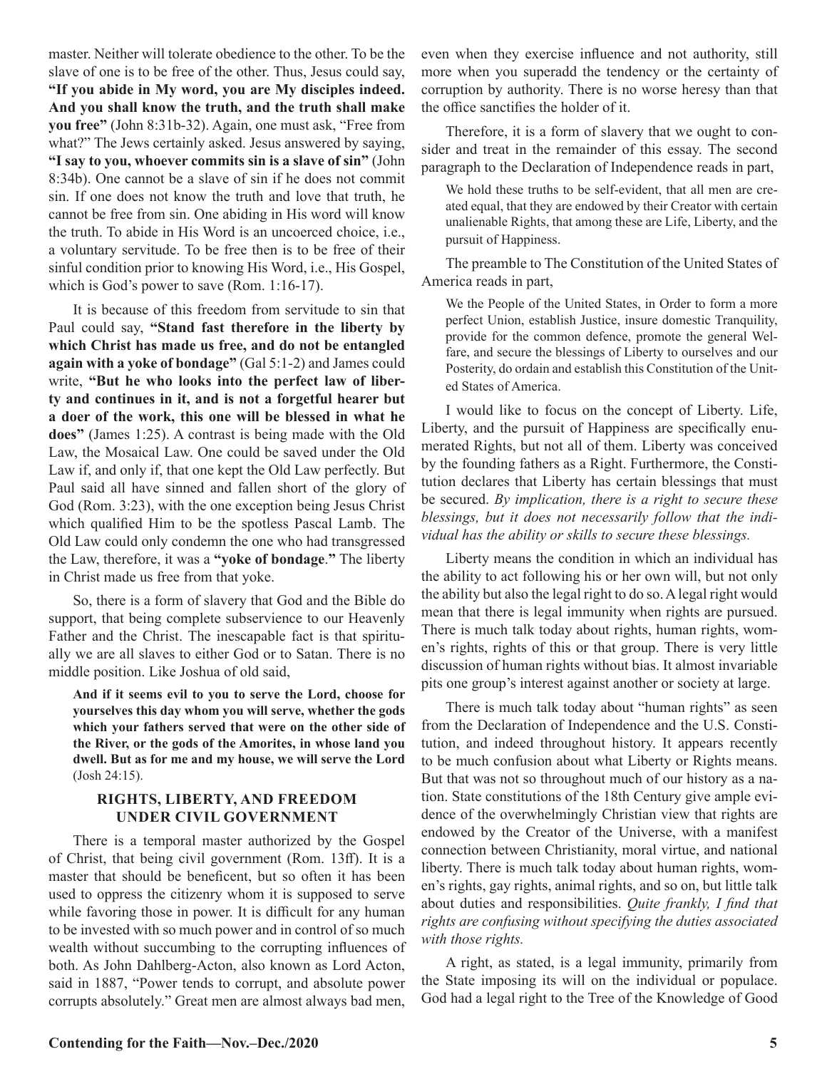master. Neither will tolerate obedience to the other. To be the slave of one is to be free of the other. Thus, Jesus could say, **"If you abide in My word, you are My disciples indeed. And you shall know the truth, and the truth shall make you free"** (John 8:31b-32). Again, one must ask, "Free from what?" The Jews certainly asked. Jesus answered by saying, **"I say to you, whoever commits sin is a slave of sin"** (John 8:34b). One cannot be a slave of sin if he does not commit sin. If one does not know the truth and love that truth, he cannot be free from sin. One abiding in His word will know the truth. To abide in His Word is an uncoerced choice, i.e., a voluntary servitude. To be free then is to be free of their sinful condition prior to knowing His Word, i.e., His Gospel, which is God's power to save (Rom. 1:16-17).

It is because of this freedom from servitude to sin that Paul could say, **"Stand fast therefore in the liberty by which Christ has made us free, and do not be entangled again with a yoke of bondage"** (Gal 5:1-2) and James could write, **"But he who looks into the perfect law of liberty and continues in it, and is not a forgetful hearer but a doer of the work, this one will be blessed in what he does"** (James 1:25). A contrast is being made with the Old Law, the Mosaical Law. One could be saved under the Old Law if, and only if, that one kept the Old Law perfectly. But Paul said all have sinned and fallen short of the glory of God (Rom. 3:23), with the one exception being Jesus Christ which qualified Him to be the spotless Pascal Lamb. The Old Law could only condemn the one who had transgressed the Law, therefore, it was a **"yoke of bondage."** The liberty in Christ made us free from that yoke.

So, there is a form of slavery that God and the Bible do support, that being complete subservience to our Heavenly Father and the Christ. The inescapable fact is that spiritually we are all slaves to either God or to Satan. There is no middle position. Like Joshua of old said,

> **And if it seems evil to you to serve the Lord, choose for yourselves this day whom you will serve, whether the gods which your fathers served that were on the other side of the River, or the gods of the Amorites, in whose land you dwell. But as for me and my house, we will serve the Lord** (Josh 24:15).

### RIGHTS, LIBERTY, AND FREEDOM UNDER CIVIL GOVERNMENT

There is a temporal master authorized by the Gospel of Christ, that being civil government (Rom. 13ff). It is a master that should be beneficent, but so often it has been used to oppress the citizenry whom it is supposed to serve while favoring those in power. It is difficult for any human to be invested with so much power and in control of so much wealth without succumbing to the corrupting influences of both. As John Dahlberg-Acton, also known as Lord Acton, said in 1887, "Power tends to corrupt, and absolute power corrupts absolutely." Great men are almost always bad men, even when they exercise influence and not authority, still more when you superadd the tendency or the certainty of corruption by authority. There is no worse heresy than that the office sanctifies the holder of it.

Therefore, it is a form of slavery that we ought to consider and treat in the remainder of this essay. The second paragraph to the Declaration of Independence reads in part,

> We hold these truths to be self-evident, that all men are created equal, that they are endowed by their Creator with certain unalienable Rights, that among these are Life, Liberty, and the pursuit of Happiness.

The preamble to The Constitution of the United States of America reads in part,

> We the People of the United States, in Order to form a more perfect Union, establish Justice, insure domestic Tranquility, provide for the common defence, promote the general Welfare, and secure the blessings of Liberty to ourselves and our Posterity, do ordain and establish this Constitution of the United States of America.

I would like to focus on the concept of Liberty. Life, Liberty, and the pursuit of Happiness are specifically enumerated Rights, but not all of them. Liberty was conceived by the founding fathers as a Right. Furthermore, the Constitution declares that Liberty has certain blessings that must be secured. *By implication, there is a right to secure these blessings, but it does not necessarily follow that the individual has the ability or skills to secure these blessings.*

Liberty means the condition in which an individual has the ability to act following his or her own will, but not only the ability but also the legal right to do so. A legal right would mean that there is legal immunity when rights are pursued. There is much talk today about rights, human rights, women's rights, rights of this or that group. There is very little discussion of human rights without bias. It almost invariable pits one group's interest against another or society at large.

There is much talk today about "human rights" as seen from the Declaration of Independence and the U.S. Constitution, and indeed throughout history. It appears recently to be much confusion about what Liberty or Rights means. But that was not so throughout much of our history as a nation. State constitutions of the 18th Century give ample evidence of the overwhelmingly Christian view that rights are endowed by the Creator of the Universe, with a manifest connection between Christianity, moral virtue, and national liberty. There is much talk today about human rights, women's rights, gay rights, animal rights, and so on, but little talk about duties and responsibilities. *Quite frankly, I find that rights are confusing without specifying the duties associated with those rights.*

A right, as stated, is a legal immunity, primarily from the State imposing its will on the individual or populace. God had a legal right to the Tree of the Knowledge of Good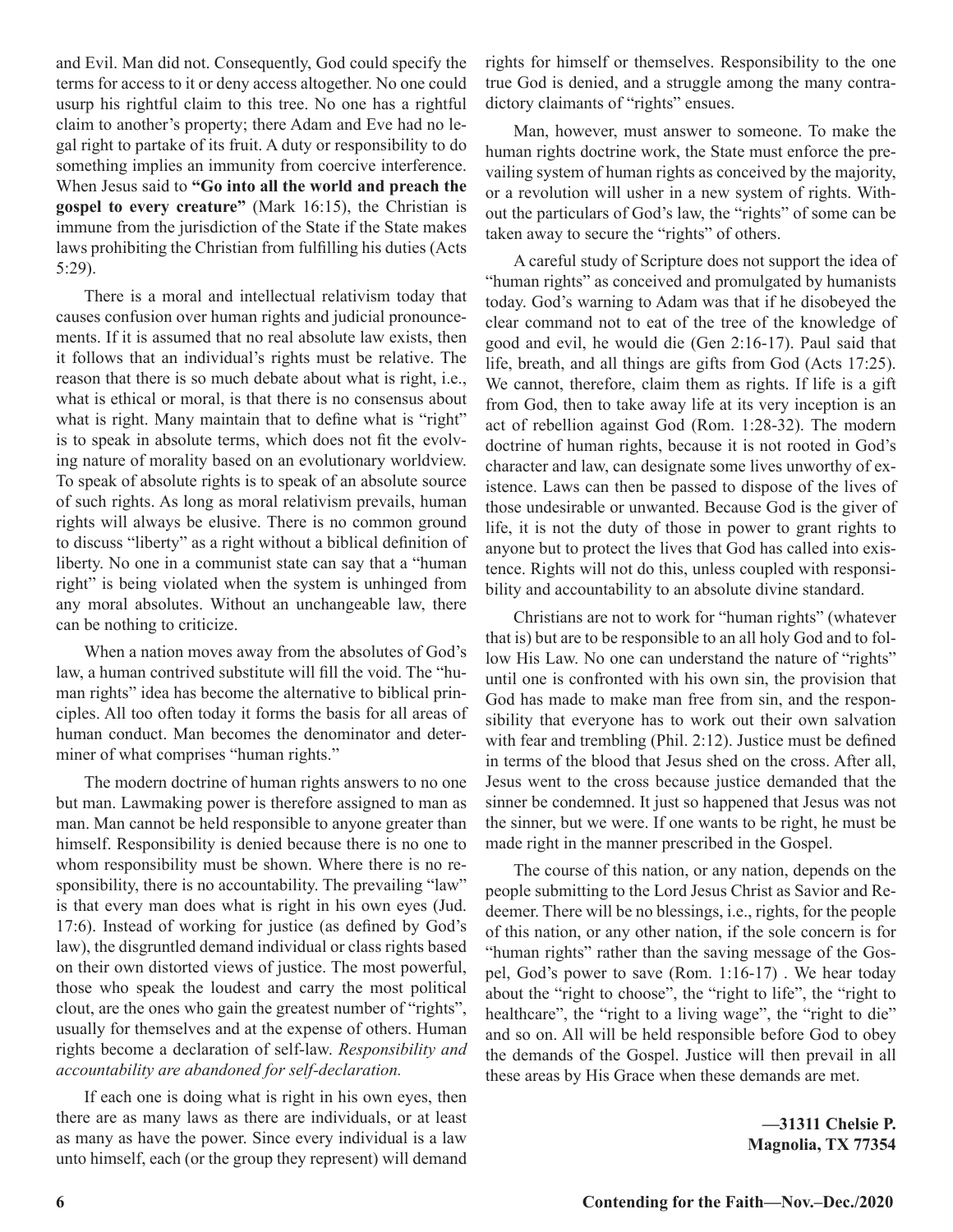and Evil. Man did not. Consequently, God could specify the terms for access to it or deny access altogether. No one could usurp his rightful claim to this tree. No one has a rightful claim to another's property; there Adam and Eve had no legal right to partake of its fruit. A duty or responsibility to do something implies an immunity from coercive interference. When Jesus said to **"Go into all the world and preach the gospel to every creature"** (Mark 16:15), the Christian is immune from the jurisdiction of the State if the State makes laws prohibiting the Christian from fulfilling his duties (Acts 5:29).

There is a moral and intellectual relativism today that causes confusion over human rights and judicial pronouncements. If it is assumed that no real absolute law exists, then it follows that an individual's rights must be relative. The reason that there is so much debate about what is right, i.e., what is ethical or moral, is that there is no consensus about what is right. Many maintain that to define what is "right" is to speak in absolute terms, which does not fit the evolving nature of morality based on an evolutionary worldview. To speak of absolute rights is to speak of an absolute source of such rights. As long as moral relativism prevails, human rights will always be elusive. There is no common ground to discuss "liberty" as a right without a biblical definition of liberty. No one in a communist state can say that a "human right" is being violated when the system is unhinged from any moral absolutes. Without an unchangeable law, there can be nothing to criticize.

When a nation moves away from the absolutes of God's law, a human contrived substitute will fill the void. The "human rights" idea has become the alternative to biblical principles. All too often today it forms the basis for all areas of human conduct. Man becomes the denominator and determiner of what comprises "human rights."

The modern doctrine of human rights answers to no one but man. Lawmaking power is therefore assigned to man as man. Man cannot be held responsible to anyone greater than himself. Responsibility is denied because there is no one to whom responsibility must be shown. Where there is no responsibility, there is no accountability. The prevailing "law" is that every man does what is right in his own eyes (Jud. 17:6). Instead of working for justice (as defined by God's law), the disgruntled demand individual or class rights based on their own distorted views of justice. The most powerful, those who speak the loudest and carry the most political clout, are the ones who gain the greatest number of "rights", usually for themselves and at the expense of others. Human rights become a declaration of self-law. *Responsibility and accountability are abandoned for self-declaration.*

If each one is doing what is right in his own eyes, then there are as many laws as there are individuals, or at least as many as have the power. Since every individual is a law unto himself, each (or the group they represent) will demand rights for himself or themselves. Responsibility to the one true God is denied, and a struggle among the many contradictory claimants of "rights" ensues.

Man, however, must answer to someone. To make the human rights doctrine work, the State must enforce the prevailing system of human rights as conceived by the majority, or a revolution will usher in a new system of rights. Without the particulars of God's law, the "rights" of some can be taken away to secure the "rights" of others.

A careful study of Scripture does not support the idea of "human rights" as conceived and promulgated by humanists today. God's warning to Adam was that if he disobeyed the clear command not to eat of the tree of the knowledge of good and evil, he would die (Gen 2:16-17). Paul said that life, breath, and all things are gifts from God (Acts 17:25). We cannot, therefore, claim them as rights. If life is a gift from God, then to take away life at its very inception is an act of rebellion against God (Rom. 1:28-32). The modern doctrine of human rights, because it is not rooted in God's character and law, can designate some lives unworthy of existence. Laws can then be passed to dispose of the lives of those undesirable or unwanted. Because God is the giver of life, it is not the duty of those in power to grant rights to anyone but to protect the lives that God has called into existence. Rights will not do this, unless coupled with responsibility and accountability to an absolute divine standard.

Christians are not to work for "human rights" (whatever that is) but are to be responsible to an all holy God and to follow His Law. No one can understand the nature of "rights" until one is confronted with his own sin, the provision that God has made to make man free from sin, and the responsibility that everyone has to work out their own salvation with fear and trembling (Phil. 2:12). Justice must be defined in terms of the blood that Jesus shed on the cross. After all, Jesus went to the cross because justice demanded that the sinner be condemned. It just so happened that Jesus was not the sinner, but we were. If one wants to be right, he must be made right in the manner prescribed in the Gospel.

The course of this nation, or any nation, depends on the people submitting to the Lord Jesus Christ as Savior and Redeemer. There will be no blessings, i.e., rights, for the people of this nation, or any other nation, if the sole concern is for "human rights" rather than the saving message of the Gospel, God's power to save (Rom. 1:16-17) . We hear today about the "right to choose", the "right to life", the "right to healthcare", the "right to a living wage", the "right to die" and so on. All will be held responsible before God to obey the demands of the Gospel. Justice will then prevail in all these areas by His Grace when these demands are met.

**—31311 Chelsie P.**
**Magnolia, TX 77354**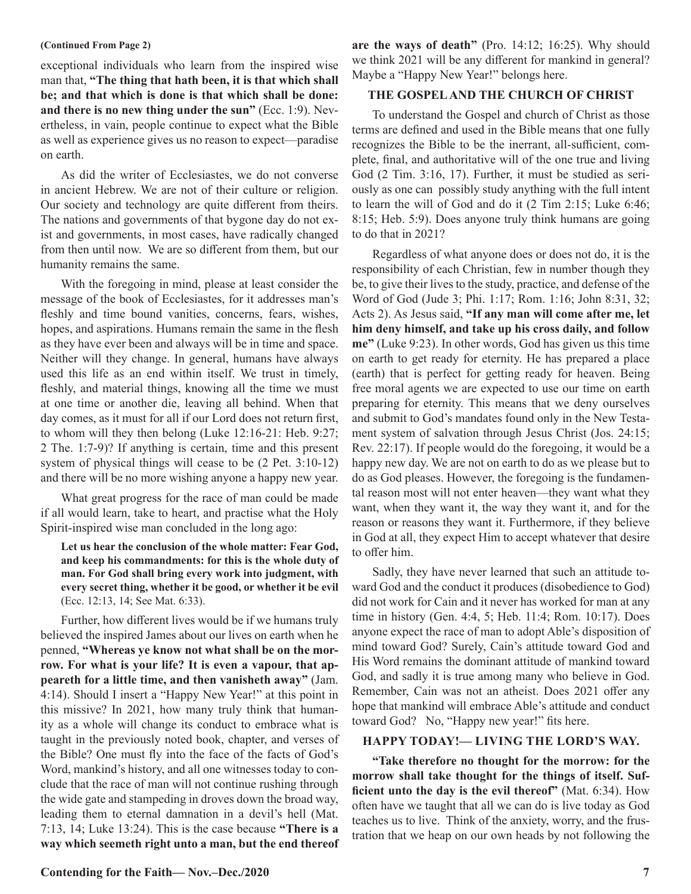(Continued From Page 2)

exceptional individuals who learn from the inspired wise man that, **"The thing that hath been, it is that which shall be; and that which is done is that which shall be done: and there is no new thing under the sun"** (Ecc. 1:9). Nevertheless, in vain, people continue to expect what the Bible as well as experience gives us no reason to expect—paradise on earth.

As did the writer of Ecclesiastes, we do not converse in ancient Hebrew. We are not of their culture or religion. Our society and technology are quite different from theirs. The nations and governments of that bygone day do not exist and governments, in most cases, have radically changed from then until now. We are so different from them, but our humanity remains the same.

With the foregoing in mind, please at least consider the message of the book of Ecclesiastes, for it addresses man's fleshly and time bound vanities, concerns, fears, wishes, hopes, and aspirations. Humans remain the same in the flesh as they have ever been and always will be in time and space. Neither will they change. In general, humans have always used this life as an end within itself. We trust in timely, fleshly, and material things, knowing all the time we must at one time or another die, leaving all behind. When that day comes, as it must for all if our Lord does not return first, to whom will they then belong (Luke 12:16-21: Heb. 9:27; 2 The. 1:7-9)? If anything is certain, time and this present system of physical things will cease to be (2 Pet. 3:10-12) and there will be no more wishing anyone a happy new year.

What great progress for the race of man could be made if all would learn, take to heart, and practise what the Holy Spirit-inspired wise man concluded in the long ago:

> **Let us hear the conclusion of the whole matter: Fear God, and keep his commandments: for this is the whole duty of man. For God shall bring every work into judgment, with every secret thing, whether it be good, or whether it be evil** (Ecc. 12:13, 14; See Mat. 6:33).

Further, how different lives would be if we humans truly believed the inspired James about our lives on earth when he penned, **"Whereas ye know not what shall be on the morrow. For what is your life? It is even a vapour, that appeareth for a little time, and then vanisheth away"** (Jam. 4:14). Should I insert a "Happy New Year!" at this point in this missive? In 2021, how many truly think that humanity as a whole will change its conduct to embrace what is taught in the previously noted book, chapter, and verses of the Bible? One must fly into the face of the facts of God's Word, mankind's history, and all one witnesses today to conclude that the race of man will not continue rushing through the wide gate and stampeding in droves down the broad way, leading them to eternal damnation in a devil's hell (Mat. 7:13, 14; Luke 13:24). This is the case because **"There is a way which seemeth right unto a man, but the end thereof are the ways of death"** (Pro. 14:12; 16:25). Why should we think 2021 will be any different for mankind in general? Maybe a "Happy New Year!" belongs here.

### THE GOSPEL AND THE CHURCH OF CHRIST

To understand the Gospel and church of Christ as those terms are defined and used in the Bible means that one fully recognizes the Bible to be the inerrant, all-sufficient, complete, final, and authoritative will of the one true and living God (2 Tim. 3:16, 17). Further, it must be studied as seriously as one can possibly study anything with the full intent to learn the will of God and do it (2 Tim 2:15; Luke 6:46; 8:15; Heb. 5:9). Does anyone truly think humans are going to do that in 2021?

Regardless of what anyone does or does not do, it is the responsibility of each Christian, few in number though they be, to give their lives to the study, practice, and defense of the Word of God (Jude 3; Phi. 1:17; Rom. 1:16; John 8:31, 32; Acts 2). As Jesus said, **"If any man will come after me, let him deny himself, and take up his cross daily, and follow me"** (Luke 9:23). In other words, God has given us this time on earth to get ready for eternity. He has prepared a place (earth) that is perfect for getting ready for heaven. Being free moral agents we are expected to use our time on earth preparing for eternity. This means that we deny ourselves and submit to God's mandates found only in the New Testament system of salvation through Jesus Christ (Jos. 24:15; Rev. 22:17). If people would do the foregoing, it would be a happy new day. We are not on earth to do as we please but to do as God pleases. However, the foregoing is the fundamental reason most will not enter heaven—they want what they want, when they want it, the way they want it, and for the reason or reasons they want it. Furthermore, if they believe in God at all, they expect Him to accept whatever that desire to offer him.

Sadly, they have never learned that such an attitude toward God and the conduct it produces (disobedience to God) did not work for Cain and it never has worked for man at any time in history (Gen. 4:4, 5; Heb. 11:4; Rom. 10:17). Does anyone expect the race of man to adopt Able's disposition of mind toward God? Surely, Cain's attitude toward God and His Word remains the dominant attitude of mankind toward God, and sadly it is true among many who believe in God. Remember, Cain was not an atheist. Does 2021 offer any hope that mankind will embrace Able's attitude and conduct toward God? No, "Happy new year!" fits here.

### HAPPY TODAY!— LIVING THE LORD'S WAY.

**"Take therefore no thought for the morrow: for the morrow shall take thought for the things of itself. Sufficient unto the day is the evil thereof"** (Mat. 6:34). How often have we taught that all we can do is live today as God teaches us to live. Think of the anxiety, worry, and the frustration that we heap on our own heads by not following the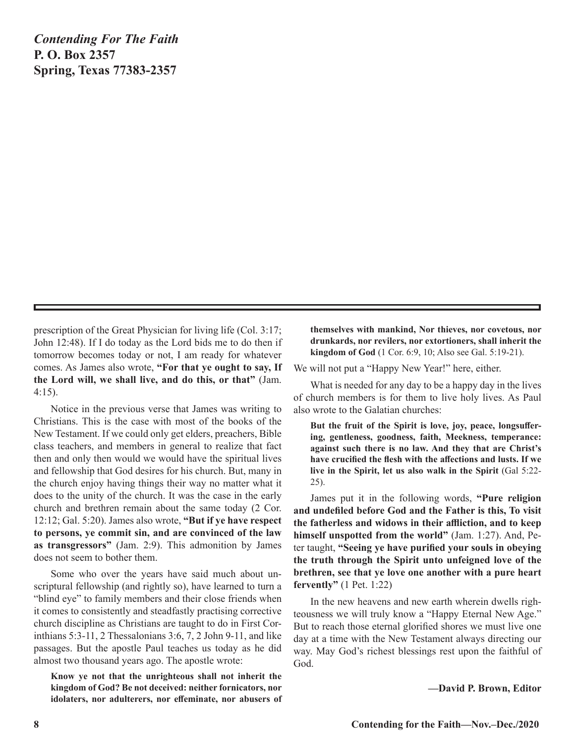*Contending For The Faith*
**P. O. Box 2357**
**Spring, Texas 77383-2357**

prescription of the Great Physician for living life (Col. 3:17; John 12:48). If I do today as the Lord bids me to do then if tomorrow becomes today or not, I am ready for whatever comes. As James also wrote, **"For that ye ought to say, If the Lord will, we shall live, and do this, or that"** (Jam. 4:15).

Notice in the previous verse that James was writing to Christians. This is the case with most of the books of the New Testament. If we could only get elders, preachers, Bible class teachers, and members in general to realize that fact then and only then would we would have the spiritual lives and fellowship that God desires for his church. But, many in the church enjoy having things their way no matter what it does to the unity of the church. It was the case in the early church and brethren remain about the same today (2 Cor. 12:12; Gal. 5:20). James also wrote, **"But if ye have respect to persons, ye commit sin, and are convinced of the law as transgressors"** (Jam. 2:9). This admonition by James does not seem to bother them.

Some who over the years have said much about unscriptural fellowship (and rightly so), have learned to turn a "blind eye" to family members and their close friends when it comes to consistently and steadfastly practising corrective church discipline as Christians are taught to do in First Corinthians 5:3-11, 2 Thessalonians 3:6, 7, 2 John 9-11, and like passages. But the apostle Paul teaches us today as he did almost two thousand years ago. The apostle wrote:

> **Know ye not that the unrighteous shall not inherit the kingdom of God? Be not deceived: neither fornicators, nor idolaters, nor adulterers, nor effeminate, nor abusers of themselves with mankind, Nor thieves, nor covetous, nor drunkards, nor revilers, nor extortioners, shall inherit the kingdom of God** (1 Cor. 6:9, 10; Also see Gal. 5:19-21).

We will not put a "Happy New Year!" here, either.

What is needed for any day to be a happy day in the lives of church members is for them to live holy lives. As Paul also wrote to the Galatian churches:

> **But the fruit of the Spirit is love, joy, peace, longsuffering, gentleness, goodness, faith, Meekness, temperance: against such there is no law. And they that are Christ's have crucified the flesh with the affections and lusts. If we live in the Spirit, let us also walk in the Spirit** (Gal 5:22-25).

James put it in the following words, **"Pure religion and undefiled before God and the Father is this, To visit the fatherless and widows in their affliction, and to keep himself unspotted from the world"** (Jam. 1:27). And, Peter taught, **"Seeing ye have purified your souls in obeying the truth through the Spirit unto unfeigned love of the brethren, see that ye love one another with a pure heart fervently"** (1 Pet. 1:22)

In the new heavens and new earth wherein dwells righteousness we will truly know a "Happy Eternal New Age." But to reach those eternal glorified shores we must live one day at a time with the New Testament always directing our way. May God's richest blessings rest upon the faithful of God.

**—David P. Brown, Editor**